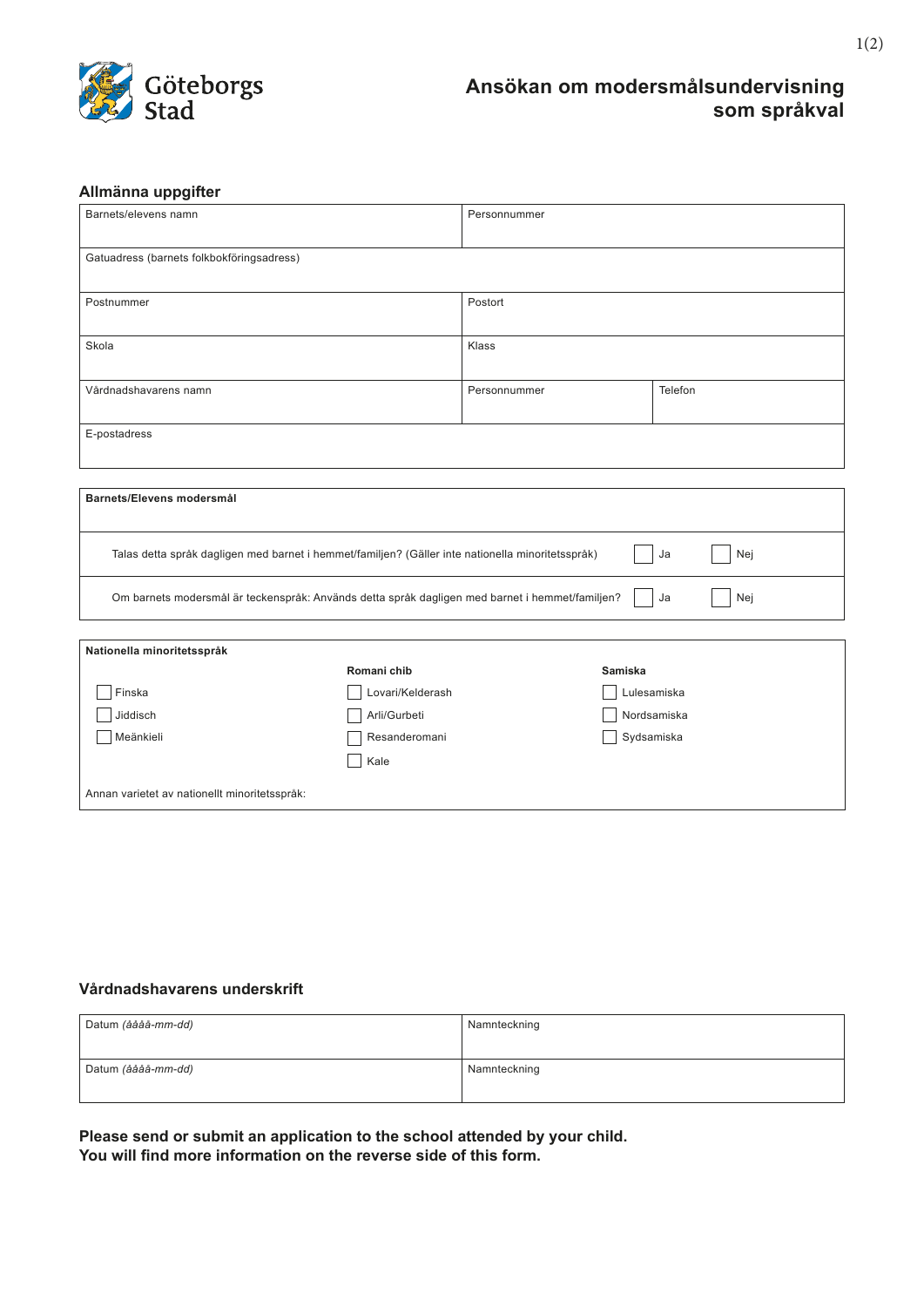Göteborgs Stad

# Ansökan om modersmålsundervisning som språkval

## Allmänna uppgifter

| Barnets/elevens namn | Personnummer | |
|---|---|---|
| Gatuadress (barnets folkbokföringsadress) | | |
| Postnummer | Postort | |
| Skola | Klass | |
| Vårdnadshavarens namn | Personnummer | Telefon |
| E-postadress | | |

| **Barnets/Elevens modersmål** | | |
|---|---|---|
| Talas detta språk dagligen med barnet i hemmet/familjen? (Gäller inte nationella minoritetsspråk) | ☐ Ja | ☐ Nej |
| Om barnets modersmål är teckenspråk: Används detta språk dagligen med barnet i hemmet/familjen? | ☐ Ja | ☐ Nej |

| **Nationella minoritetsspråk** | | |
|---|---|---|
| | **Romani chib** | **Samiska** |
| ☐ Finska | ☐ Lovari/Kelderash | ☐ Lulesamiska |
| ☐ Jiddisch | ☐ Arli/Gurbeti | ☐ Nordsamiska |
| ☐ Meänkieli | ☐ Resanderomani | ☐ Sydsamiska |
| | ☐ Kale | |
| Annan varietet av nationellt minoritetsspråk: | | |

## Vårdnadshavarens underskrift

| Datum *(åååå-mm-dd)* | Namnteckning |
|---|---|
| Datum *(åååå-mm-dd)* | Namnteckning |

**Please send or submit an application to the school attended by your child.**
**You will find more information on the reverse side of this form.**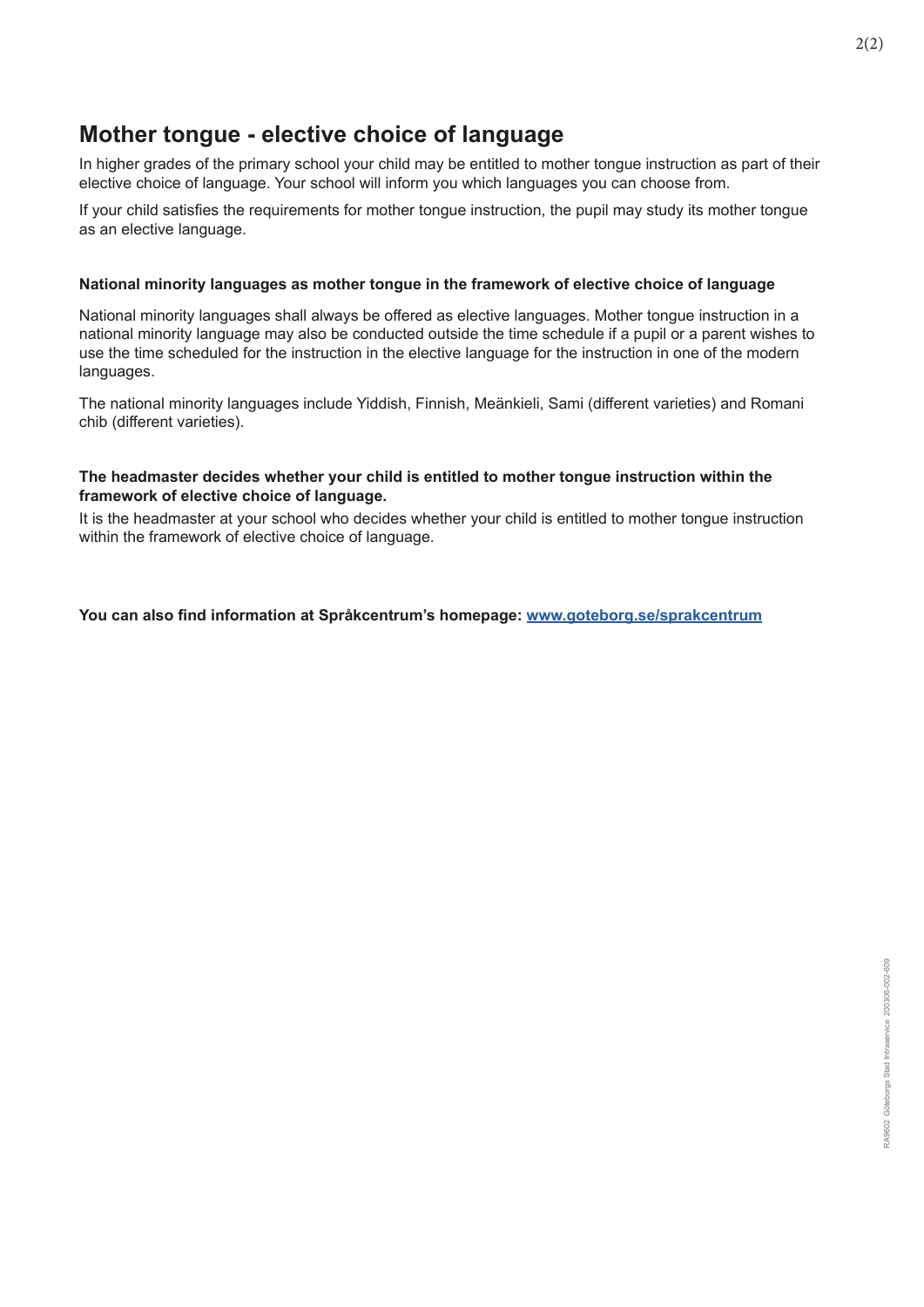## Mother tongue - elective choice of language

In higher grades of the primary school your child may be entitled to mother tongue instruction as part of their elective choice of language. Your school will inform you which languages you can choose from.

If your child satisfies the requirements for mother tongue instruction, the pupil may study its mother tongue as an elective language.

### National minority languages as mother tongue in the framework of elective choice of language

National minority languages shall always be offered as elective languages. Mother tongue instruction in a national minority language may also be conducted outside the time schedule if a pupil or a parent wishes to use the time scheduled for the instruction in the elective language for the instruction in one of the modern languages.

The national minority languages include Yiddish, Finnish, Meänkieli, Sami (different varieties) and Romani chib (different varieties).

### The headmaster decides whether your child is entitled to mother tongue instruction within the framework of elective choice of language.

It is the headmaster at your school who decides whether your child is entitled to mother tongue instruction within the framework of elective choice of language.

**You can also find information at Språkcentrum's homepage: [www.goteborg.se/sprakcentrum](http://www.goteborg.se/sprakcentrum)**

RA9602 Göteborgs Stad Intraservice 200306-002-609